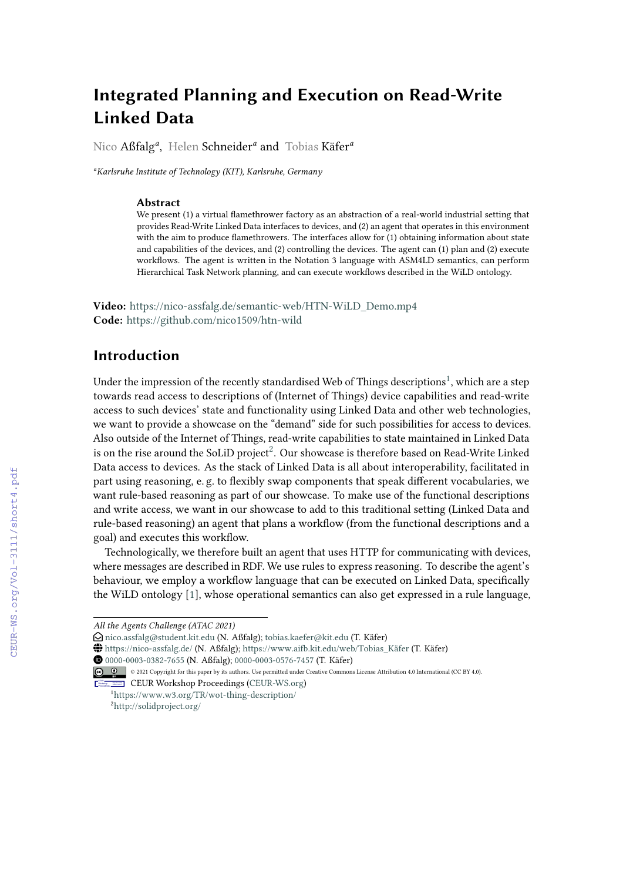# Integrated Planning and Execution on Read-Write Linked Data

Nico Aßfalg[a], Helen Schneider[a] and Tobias Käfer[a]

[a]*Karlsruhe Institute of Technology (KIT), Karlsruhe, Germany*

### Abstract

We present (1) a virtual flamethrower factory as an abstraction of a real-world industrial setting that provides Read-Write Linked Data interfaces to devices, and (2) an agent that operates in this environment with the aim to produce flamethrowers. The interfaces allow for (1) obtaining information about state and capabilities of the devices, and (2) controlling the devices. The agent can (1) plan and (2) execute workflows. The agent is written in the Notation 3 language with ASM4LD semantics, can perform Hierarchical Task Network planning, and can execute workflows described in the WiLD ontology.

**Video:** https://nico-assfalg.de/semantic-web/HTN-WiLD_Demo.mp4
**Code:** https://github.com/nico1509/htn-wild

## Introduction

Under the impression of the recently standardised Web of Things descriptions[1], which are a step towards read access to descriptions of (Internet of Things) device capabilities and read-write access to such devices' state and functionality using Linked Data and other web technologies, we want to provide a showcase on the "demand" side for such possibilities for access to devices. Also outside of the Internet of Things, read-write capabilities to state maintained in Linked Data is on the rise around the SoLiD project[2]. Our showcase is therefore based on Read-Write Linked Data access to devices. As the stack of Linked Data is all about interoperability, facilitated in part using reasoning, e. g. to flexibly swap components that speak different vocabularies, we want rule-based reasoning as part of our showcase. To make use of the functional descriptions and write access, we want in our showcase to add to this traditional setting (Linked Data and rule-based reasoning) an agent that plans a workflow (from the functional descriptions and a goal) and executes this workflow.

Technologically, we therefore built an agent that uses HTTP for communicating with devices, where messages are described in RDF. We use rules to express reasoning. To describe the agent's behaviour, we employ a workflow language that can be executed on Linked Data, specifically the WiLD ontology [1], whose operational semantics can also get expressed in a rule language,

---

*All the Agents Challenge (ATAC 2021)*

nico.assfalg@student.kit.edu (N. Aßfalg); tobias.kaefer@kit.edu (T. Käfer)

https://nico-assfalg.de/ (N. Aßfalg); https://www.aifb.kit.edu/web/Tobias_Käfer (T. Käfer)

0000-0003-0382-7655 (N. Aßfalg); 0000-0003-0576-7457 (T. Käfer)

© 2021 Copyright for this paper by its authors. Use permitted under Creative Commons License Attribution 4.0 International (CC BY 4.0).

CEUR Workshop Proceedings (CEUR-WS.org)

[1] https://www.w3.org/TR/wot-thing-description/

[2] http://solidproject.org/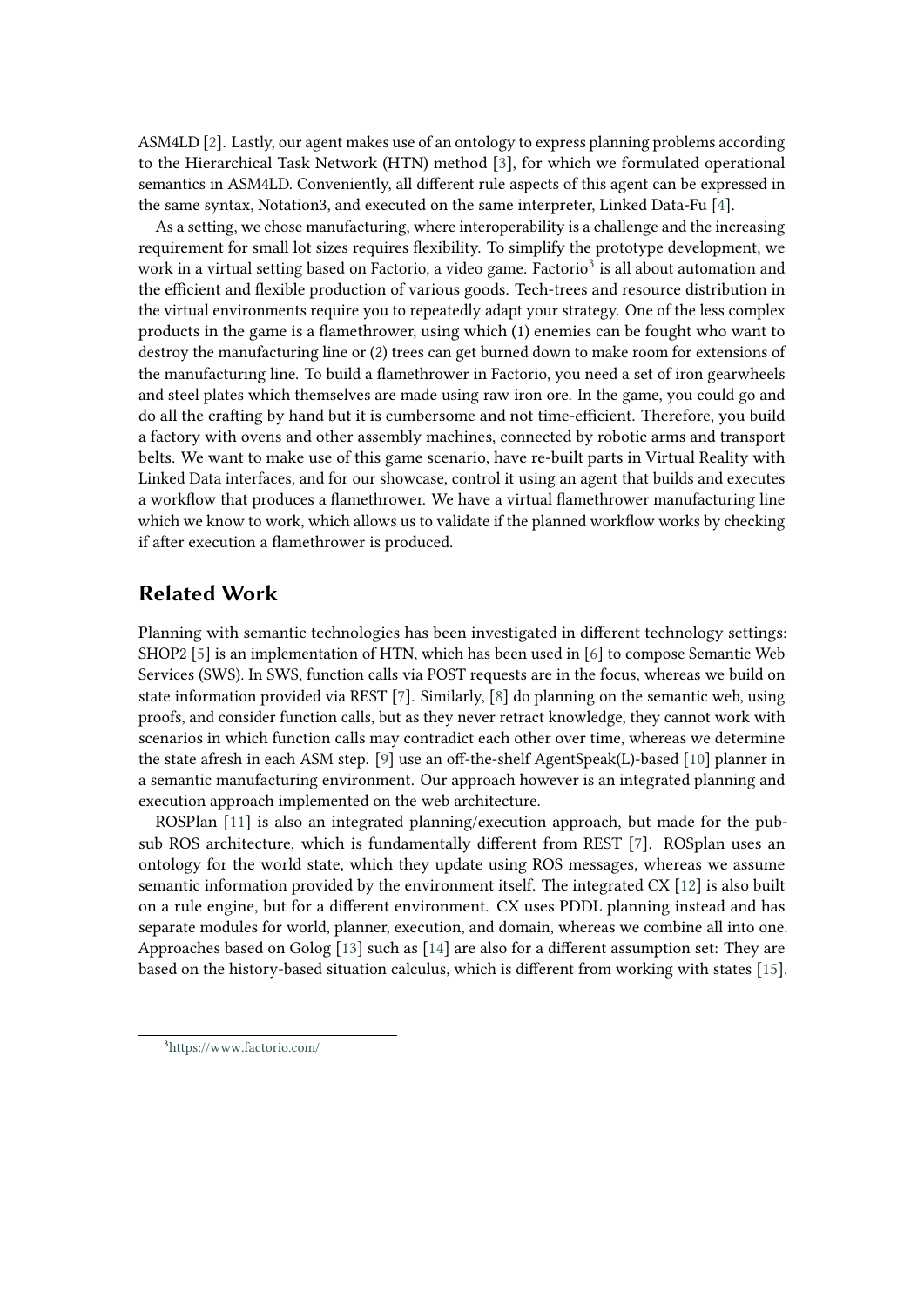ASM4LD [2]. Lastly, our agent makes use of an ontology to express planning problems according to the Hierarchical Task Network (HTN) method [3], for which we formulated operational semantics in ASM4LD. Conveniently, all different rule aspects of this agent can be expressed in the same syntax, Notation3, and executed on the same interpreter, Linked Data-Fu [4].

As a setting, we chose manufacturing, where interoperability is a challenge and the increasing requirement for small lot sizes requires flexibility. To simplify the prototype development, we work in a virtual setting based on Factorio, a video game. Factorio[3] is all about automation and the efficient and flexible production of various goods. Tech-trees and resource distribution in the virtual environments require you to repeatedly adapt your strategy. One of the less complex products in the game is a flamethrower, using which (1) enemies can be fought who want to destroy the manufacturing line or (2) trees can get burned down to make room for extensions of the manufacturing line. To build a flamethrower in Factorio, you need a set of iron gearwheels and steel plates which themselves are made using raw iron ore. In the game, you could go and do all the crafting by hand but it is cumbersome and not time-efficient. Therefore, you build a factory with ovens and other assembly machines, connected by robotic arms and transport belts. We want to make use of this game scenario, have re-built parts in Virtual Reality with Linked Data interfaces, and for our showcase, control it using an agent that builds and executes a workflow that produces a flamethrower. We have a virtual flamethrower manufacturing line which we know to work, which allows us to validate if the planned workflow works by checking if after execution a flamethrower is produced.

## Related Work

Planning with semantic technologies has been investigated in different technology settings: SHOP2 [5] is an implementation of HTN, which has been used in [6] to compose Semantic Web Services (SWS). In SWS, function calls via POST requests are in the focus, whereas we build on state information provided via REST [7]. Similarly, [8] do planning on the semantic web, using proofs, and consider function calls, but as they never retract knowledge, they cannot work with scenarios in which function calls may contradict each other over time, whereas we determine the state afresh in each ASM step. [9] use an off-the-shelf AgentSpeak(L)-based [10] planner in a semantic manufacturing environment. Our approach however is an integrated planning and execution approach implemented on the web architecture.

ROSPlan [11] is also an integrated planning/execution approach, but made for the pub-sub ROS architecture, which is fundamentally different from REST [7]. ROSplan uses an ontology for the world state, which they update using ROS messages, whereas we assume semantic information provided by the environment itself. The integrated CX [12] is also built on a rule engine, but for a different environment. CX uses PDDL planning instead and has separate modules for world, planner, execution, and domain, whereas we combine all into one. Approaches based on Golog [13] such as [14] are also for a different assumption set: They are based on the history-based situation calculus, which is different from working with states [15].

[3] https://www.factorio.com/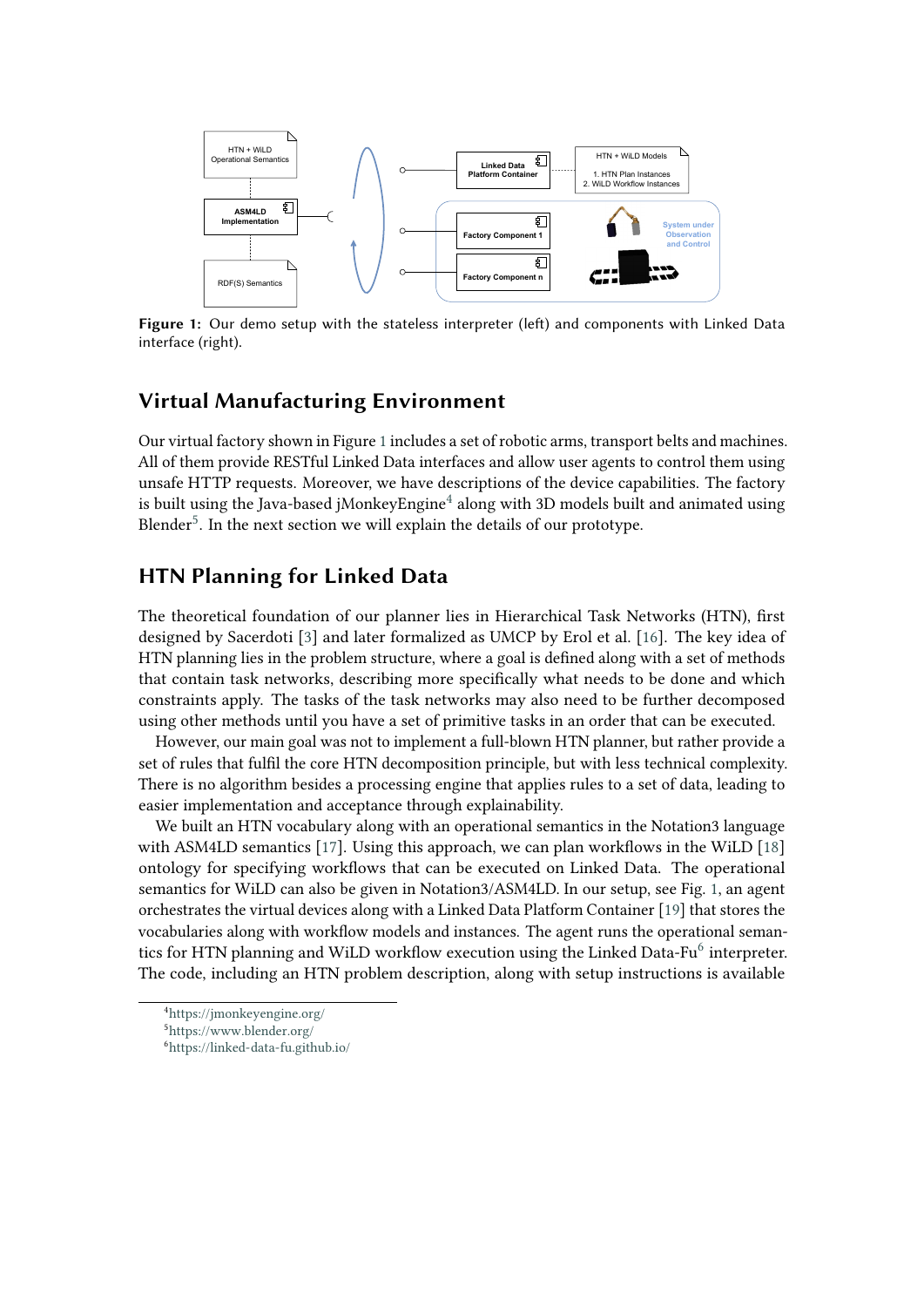Figure 1: Our demo setup with the stateless interpreter (left) and components with Linked Data interface (right).

## Virtual Manufacturing Environment

Our virtual factory shown in Figure 1 includes a set of robotic arms, transport belts and machines. All of them provide RESTful Linked Data interfaces and allow user agents to control them using unsafe HTTP requests. Moreover, we have descriptions of the device capabilities. The factory is built using the Java-based jMonkeyEngine[4] along with 3D models built and animated using Blender[5]. In the next section we will explain the details of our prototype.

## HTN Planning for Linked Data

The theoretical foundation of our planner lies in Hierarchical Task Networks (HTN), first designed by Sacerdoti [3] and later formalized as UMCP by Erol et al. [16]. The key idea of HTN planning lies in the problem structure, where a goal is defined along with a set of methods that contain task networks, describing more specifically what needs to be done and which constraints apply. The tasks of the task networks may also need to be further decomposed using other methods until you have a set of primitive tasks in an order that can be executed.

However, our main goal was not to implement a full-blown HTN planner, but rather provide a set of rules that fulfil the core HTN decomposition principle, but with less technical complexity. There is no algorithm besides a processing engine that applies rules to a set of data, leading to easier implementation and acceptance through explainability.

We built an HTN vocabulary along with an operational semantics in the Notation3 language with ASM4LD semantics [17]. Using this approach, we can plan workflows in the WiLD [18] ontology for specifying workflows that can be executed on Linked Data. The operational semantics for WiLD can also be given in Notation3/ASM4LD. In our setup, see Fig. 1, an agent orchestrates the virtual devices along with a Linked Data Platform Container [19] that stores the vocabularies along with workflow models and instances. The agent runs the operational semantics for HTN planning and WiLD workflow execution using the Linked Data-Fu[6] interpreter. The code, including an HTN problem description, along with setup instructions is available

[4] https://jmonkeyengine.org/

[5] https://www.blender.org/

[6] https://linked-data-fu.github.io/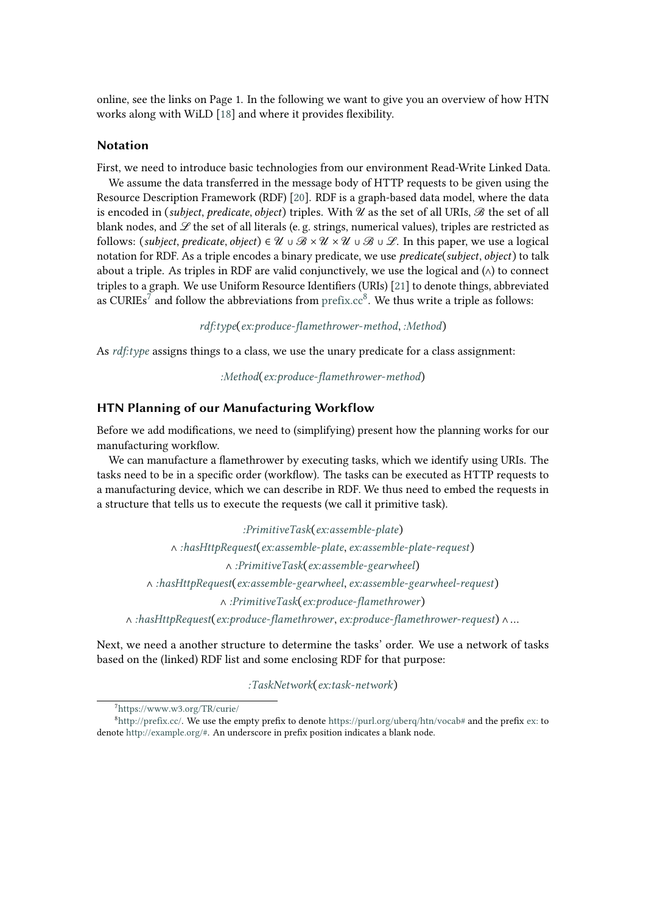online, see the links on Page 1. In the following we want to give you an overview of how HTN works along with WiLD [18] and where it provides flexibility.

### Notation

First, we need to introduce basic technologies from our environment Read-Write Linked Data.

We assume the data transferred in the message body of HTTP requests to be given using the Resource Description Framework (RDF) [20]. RDF is a graph-based data model, where the data is encoded in (*subject*, *predicate*, *object*) triples. With $\mathscr{U}$ as the set of all URIs, $\mathscr{B}$ the set of all blank nodes, and $\mathscr{L}$ the set of all literals (e. g. strings, numerical values), triples are restricted as follows: $(subject, predicate, object) \in \mathscr{U} \cup \mathscr{B} \times \mathscr{U} \times \mathscr{U} \cup \mathscr{B} \cup \mathscr{L}$. In this paper, we use a logical notation for RDF. As a triple encodes a binary predicate, we use *predicate*(*subject*, *object*) to talk about a triple. As triples in RDF are valid conjunctively, we use the logical and (∧) to connect triples to a graph. We use Uniform Resource Identifiers (URIs) [21] to denote things, abbreviated as CURIEs[7] and follow the abbreviations from prefix.cc[8]. We thus write a triple as follows:

*rdf:type*(*ex:produce-flamethrower-method*, *:Method*)

As *rdf:type* assigns things to a class, we use the unary predicate for a class assignment:

*:Method*(*ex:produce-flamethrower-method*)

### HTN Planning of our Manufacturing Workflow

Before we add modifications, we need to (simplifying) present how the planning works for our manufacturing workflow.

We can manufacture a flamethrower by executing tasks, which we identify using URIs. The tasks need to be in a specific order (workflow). The tasks can be executed as HTTP requests to a manufacturing device, which we can describe in RDF. We thus need to embed the requests in a structure that tells us to execute the requests (we call it primitive task).

*:PrimitiveTask*(*ex:assemble-plate*)
∧ *:hasHttpRequest*(*ex:assemble-plate*, *ex:assemble-plate-request*)
∧ *:PrimitiveTask*(*ex:assemble-gearwheel*)
∧ *:hasHttpRequest*(*ex:assemble-gearwheel*, *ex:assemble-gearwheel-request*)
∧ *:PrimitiveTask*(*ex:produce-flamethrower*)
∧ *:hasHttpRequest*(*ex:produce-flamethrower*, *ex:produce-flamethrower-request*) ∧ ...

Next, we need a another structure to determine the tasks' order. We use a network of tasks based on the (linked) RDF list and some enclosing RDF for that purpose:

*:TaskNetwork*(*ex:task-network*)

[7] https://www.w3.org/TR/curie/

[8] http://prefix.cc/. We use the empty prefix to denote https://purl.org/uberq/htn/vocab# and the prefix ex: to denote http://example.org/#. An underscore in prefix position indicates a blank node.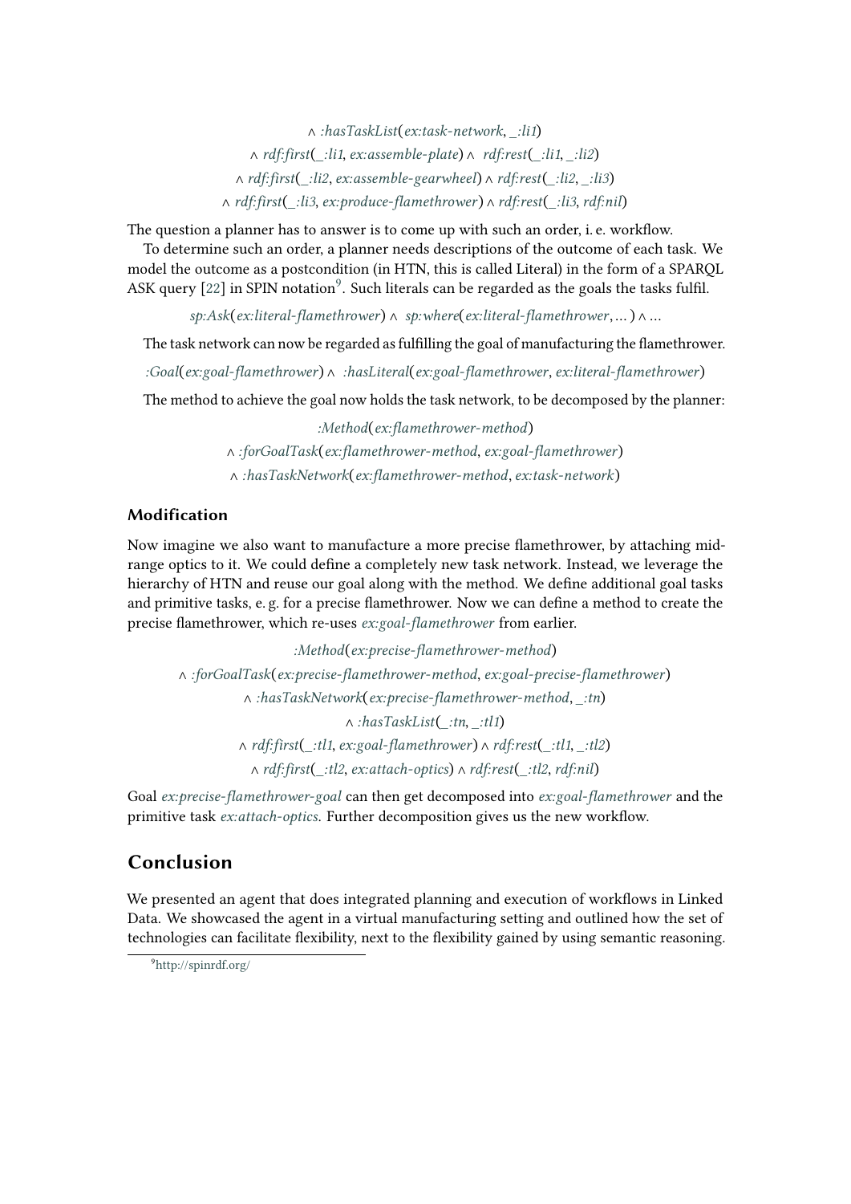$\wedge$ *:hasTaskList*(*ex:task-network*, *_:li1*)
$\wedge$ *rdf:first*(*_:li1*, *ex:assemble-plate*) $\wedge$ *rdf:rest*(*_:li1*, *_:li2*)
$\wedge$ *rdf:first*(*_:li2*, *ex:assemble-gearwheel*) $\wedge$ *rdf:rest*(*_:li2*, *_:li3*)
$\wedge$ *rdf:first*(*_:li3*, *ex:produce-flamethrower*) $\wedge$ *rdf:rest*(*_:li3*, *rdf:nil*)

The question a planner has to answer is to come up with such an order, i. e. workflow.

To determine such an order, a planner needs descriptions of the outcome of each task. We model the outcome as a postcondition (in HTN, this is called Literal) in the form of a SPARQL ASK query [22] in SPIN notation[9]. Such literals can be regarded as the goals the tasks fulfil.

*sp:Ask*(*ex:literal-flamethrower*) $\wedge$ *sp:where*(*ex:literal-flamethrower*, ... ) $\wedge$ ...

The task network can now be regarded as fulfilling the goal of manufacturing the flamethrower.

*:Goal*(*ex:goal-flamethrower*) $\wedge$ *:hasLiteral*(*ex:goal-flamethrower*, *ex:literal-flamethrower*)

The method to achieve the goal now holds the task network, to be decomposed by the planner:

*:Method*(*ex:flamethrower-method*)
$\wedge$ *:forGoalTask*(*ex:flamethrower-method*, *ex:goal-flamethrower*)
$\wedge$ *:hasTaskNetwork*(*ex:flamethrower-method*, *ex:task-network*)

### Modification

Now imagine we also want to manufacture a more precise flamethrower, by attaching mid-range optics to it. We could define a completely new task network. Instead, we leverage the hierarchy of HTN and reuse our goal along with the method. We define additional goal tasks and primitive tasks, e. g. for a precise flamethrower. Now we can define a method to create the precise flamethrower, which re-uses *ex:goal-flamethrower* from earlier.

*:Method*(*ex:precise-flamethrower-method*)
$\wedge$ *:forGoalTask*(*ex:precise-flamethrower-method*, *ex:goal-precise-flamethrower*)
$\wedge$ *:hasTaskNetwork*(*ex:precise-flamethrower-method*, *_:tn*)
$\wedge$ *:hasTaskList*(*_:tn*, *_:tl1*)
$\wedge$ *rdf:first*(*_:tl1*, *ex:goal-flamethrower*) $\wedge$ *rdf:rest*(*_:tl1*, *_:tl2*)
$\wedge$ *rdf:first*(*_:tl2*, *ex:attach-optics*) $\wedge$ *rdf:rest*(*_:tl2*, *rdf:nil*)

Goal *ex:precise-flamethrower-goal* can then get decomposed into *ex:goal-flamethrower* and the primitive task *ex:attach-optics*. Further decomposition gives us the new workflow.

## Conclusion

We presented an agent that does integrated planning and execution of workflows in Linked Data. We showcased the agent in a virtual manufacturing setting and outlined how the set of technologies can facilitate flexibility, next to the flexibility gained by using semantic reasoning.

[9] http://spinrdf.org/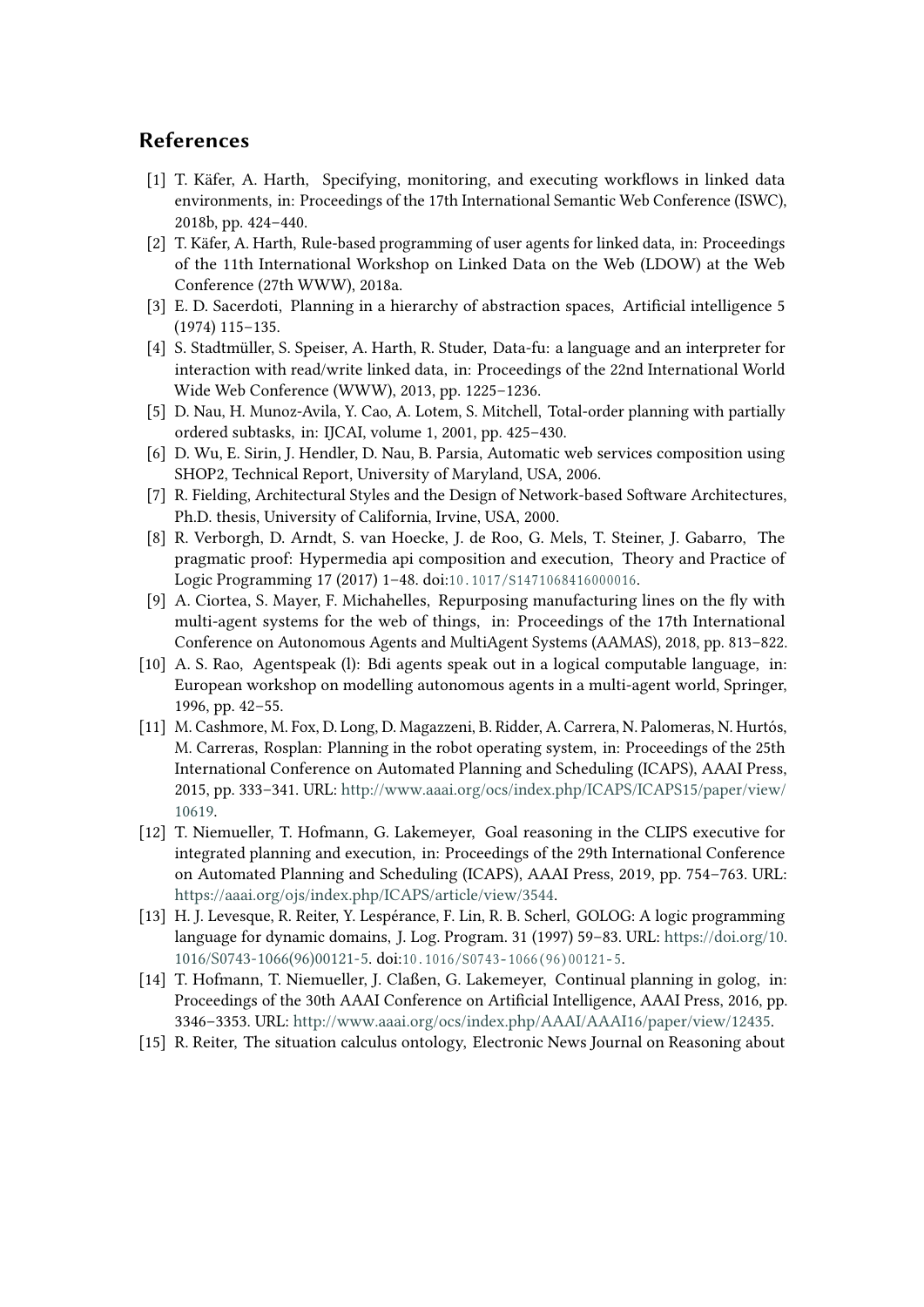## References

[1] T. Käfer, A. Harth, Specifying, monitoring, and executing workflows in linked data environments, in: Proceedings of the 17th International Semantic Web Conference (ISWC), 2018b, pp. 424–440.

[2] T. Käfer, A. Harth, Rule-based programming of user agents for linked data, in: Proceedings of the 11th International Workshop on Linked Data on the Web (LDOW) at the Web Conference (27th WWW), 2018a.

[3] E. D. Sacerdoti, Planning in a hierarchy of abstraction spaces, Artificial intelligence 5 (1974) 115–135.

[4] S. Stadtmüller, S. Speiser, A. Harth, R. Studer, Data-fu: a language and an interpreter for interaction with read/write linked data, in: Proceedings of the 22nd International World Wide Web Conference (WWW), 2013, pp. 1225–1236.

[5] D. Nau, H. Munoz-Avila, Y. Cao, A. Lotem, S. Mitchell, Total-order planning with partially ordered subtasks, in: IJCAI, volume 1, 2001, pp. 425–430.

[6] D. Wu, E. Sirin, J. Hendler, D. Nau, B. Parsia, Automatic web services composition using SHOP2, Technical Report, University of Maryland, USA, 2006.

[7] R. Fielding, Architectural Styles and the Design of Network-based Software Architectures, Ph.D. thesis, University of California, Irvine, USA, 2000.

[8] R. Verborgh, D. Arndt, S. van Hoecke, J. de Roo, G. Mels, T. Steiner, J. Gabarro, The pragmatic proof: Hypermedia api composition and execution, Theory and Practice of Logic Programming 17 (2017) 1–48. doi:10.1017/S1471068416000016.

[9] A. Ciortea, S. Mayer, F. Michahelles, Repurposing manufacturing lines on the fly with multi-agent systems for the web of things, in: Proceedings of the 17th International Conference on Autonomous Agents and MultiAgent Systems (AAMAS), 2018, pp. 813–822.

[10] A. S. Rao, Agentspeak (l): Bdi agents speak out in a logical computable language, in: European workshop on modelling autonomous agents in a multi-agent world, Springer, 1996, pp. 42–55.

[11] M. Cashmore, M. Fox, D. Long, D. Magazzeni, B. Ridder, A. Carrera, N. Palomeras, N. Hurtós, M. Carreras, Rosplan: Planning in the robot operating system, in: Proceedings of the 25th International Conference on Automated Planning and Scheduling (ICAPS), AAAI Press, 2015, pp. 333–341. URL: http://www.aaai.org/ocs/index.php/ICAPS/ICAPS15/paper/view/10619.

[12] T. Niemueller, T. Hofmann, G. Lakemeyer, Goal reasoning in the CLIPS executive for integrated planning and execution, in: Proceedings of the 29th International Conference on Automated Planning and Scheduling (ICAPS), AAAI Press, 2019, pp. 754–763. URL: https://aaai.org/ojs/index.php/ICAPS/article/view/3544.

[13] H. J. Levesque, R. Reiter, Y. Lespérance, F. Lin, R. B. Scherl, GOLOG: A logic programming language for dynamic domains, J. Log. Program. 31 (1997) 59–83. URL: https://doi.org/10.1016/S0743-1066(96)00121-5. doi:10.1016/S0743-1066(96)00121-5.

[14] T. Hofmann, T. Niemueller, J. Claßen, G. Lakemeyer, Continual planning in golog, in: Proceedings of the 30th AAAI Conference on Artificial Intelligence, AAAI Press, 2016, pp. 3346–3353. URL: http://www.aaai.org/ocs/index.php/AAAI/AAAI16/paper/view/12435.

[15] R. Reiter, The situation calculus ontology, Electronic News Journal on Reasoning about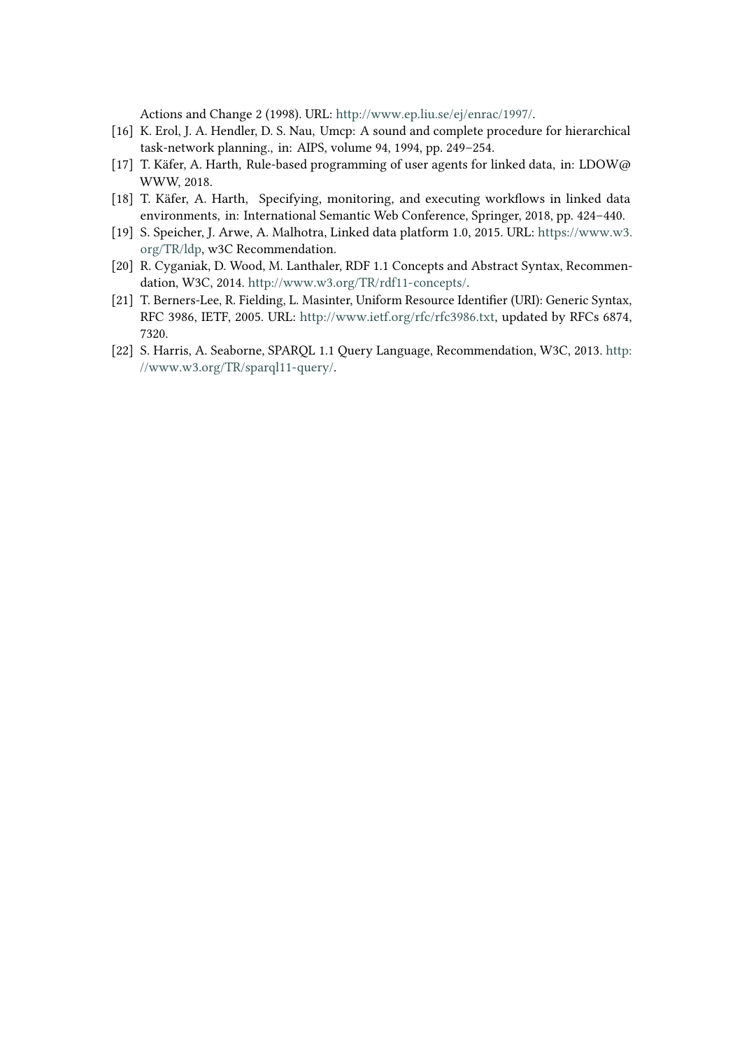Actions and Change 2 (1998). URL: http://www.ep.liu.se/ej/enrac/1997/.

[16] K. Erol, J. A. Hendler, D. S. Nau, Umcp: A sound and complete procedure for hierarchical task-network planning., in: AIPS, volume 94, 1994, pp. 249–254.

[17] T. Käfer, A. Harth, Rule-based programming of user agents for linked data, in: LDOW@ WWW, 2018.

[18] T. Käfer, A. Harth, Specifying, monitoring, and executing workflows in linked data environments, in: International Semantic Web Conference, Springer, 2018, pp. 424–440.

[19] S. Speicher, J. Arwe, A. Malhotra, Linked data platform 1.0, 2015. URL: https://www.w3.org/TR/ldp, w3C Recommendation.

[20] R. Cyganiak, D. Wood, M. Lanthaler, RDF 1.1 Concepts and Abstract Syntax, Recommendation, W3C, 2014. http://www.w3.org/TR/rdf11-concepts/.

[21] T. Berners-Lee, R. Fielding, L. Masinter, Uniform Resource Identifier (URI): Generic Syntax, RFC 3986, IETF, 2005. URL: http://www.ietf.org/rfc/rfc3986.txt, updated by RFCs 6874, 7320.

[22] S. Harris, A. Seaborne, SPARQL 1.1 Query Language, Recommendation, W3C, 2013. http://www.w3.org/TR/sparql11-query/.